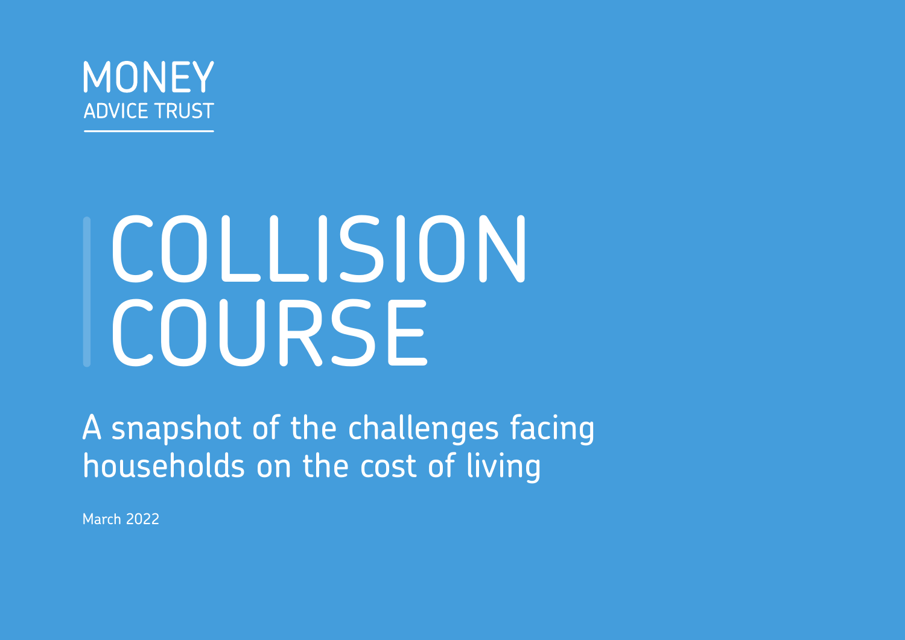MONEY
ADVICE TRUST

# COLLISION COURSE

## A snapshot of the challenges facing households on the cost of living

March 2022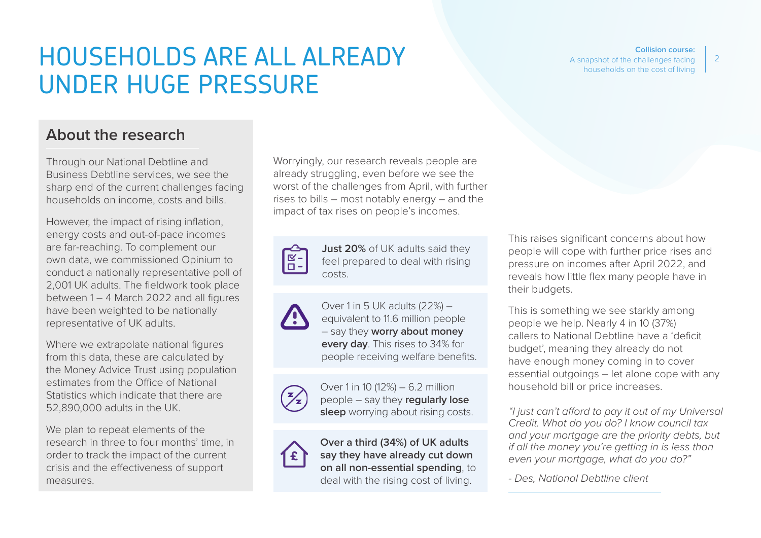# HOUSEHOLDS ARE ALL ALREADY UNDER HUGE PRESSURE

## About the research

Through our National Debtline and Business Debtline services, we see the sharp end of the current challenges facing households on income, costs and bills.

However, the impact of rising inflation, energy costs and out-of-pace incomes are far-reaching. To complement our own data, we commissioned Opinium to conduct a nationally representative poll of 2,001 UK adults. The fieldwork took place between 1 – 4 March 2022 and all figures have been weighted to be nationally representative of UK adults.

Where we extrapolate national figures from this data, these are calculated by the Money Advice Trust using population estimates from the Office of National Statistics which indicate that there are 52,890,000 adults in the UK.

We plan to repeat elements of the research in three to four months' time, in order to track the impact of the current crisis and the effectiveness of support measures.

Worryingly, our research reveals people are already struggling, even before we see the worst of the challenges from April, with further rises to bills – most notably energy – and the impact of tax rises on people's incomes.

**Just 20%** of UK adults said they feel prepared to deal with rising costs.

Over 1 in 5 UK adults (22%) – equivalent to 11.6 million people – say they **worry about money every day**. This rises to 34% for people receiving welfare benefits.

Over 1 in 10 (12%) – 6.2 million people – say they **regularly lose sleep** worrying about rising costs.

**Over a third (34%) of UK adults say they have already cut down on all non-essential spending**, to deal with the rising cost of living.

This raises significant concerns about how people will cope with further price rises and pressure on incomes after April 2022, and reveals how little flex many people have in their budgets.

This is something we see starkly among people we help. Nearly 4 in 10 (37%) callers to National Debtline have a 'deficit budget', meaning they already do not have enough money coming in to cover essential outgoings – let alone cope with any household bill or price increases.

*"I just can't afford to pay it out of my Universal Credit. What do you do? I know council tax and your mortgage are the priority debts, but if all the money you're getting in is less than even your mortgage, what do you do?"*

*- Des, National Debtline client*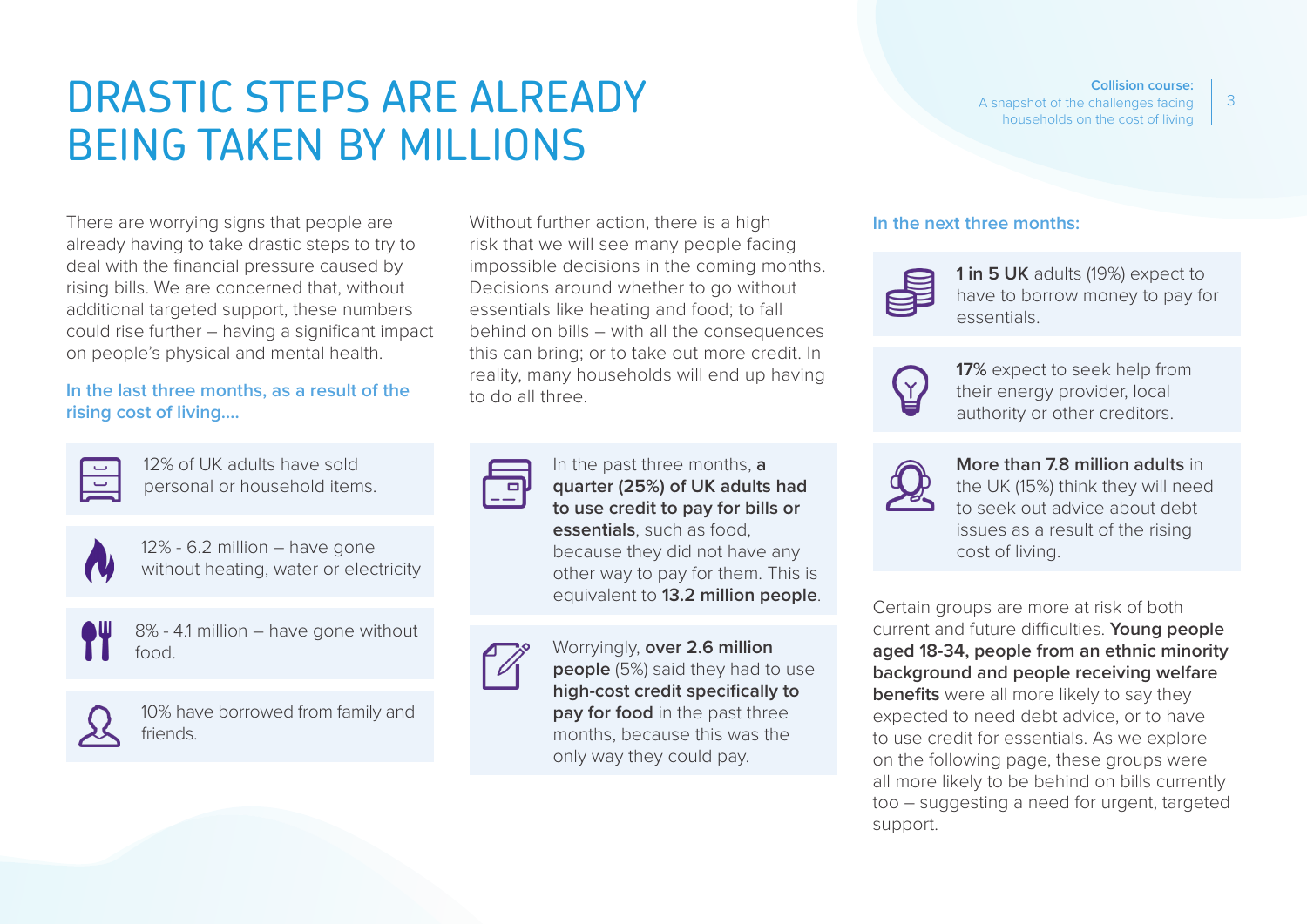# DRASTIC STEPS ARE ALREADY BEING TAKEN BY MILLIONS

There are worrying signs that people are already having to take drastic steps to try to deal with the financial pressure caused by rising bills. We are concerned that, without additional targeted support, these numbers could rise further – having a significant impact on people's physical and mental health.

**In the last three months, as a result of the rising cost of living....**

- 12% of UK adults have sold personal or household items.
- 12% - 6.2 million – have gone without heating, water or electricity
- 8% - 4.1 million – have gone without food.
- 10% have borrowed from family and friends.

Without further action, there is a high risk that we will see many people facing impossible decisions in the coming months. Decisions around whether to go without essentials like heating and food; to fall behind on bills – with all the consequences this can bring; or to take out more credit. In reality, many households will end up having to do all three.

- In the past three months, **a quarter (25%) of UK adults had to use credit to pay for bills or essentials**, such as food, because they did not have any other way to pay for them. This is equivalent to **13.2 million people**.
- Worryingly, **over 2.6 million people** (5%) said they had to use **high-cost credit specifically to pay for food** in the past three months, because this was the only way they could pay.

**In the next three months:**

- **1 in 5 UK** adults (19%) expect to have to borrow money to pay for essentials.
- **17%** expect to seek help from their energy provider, local authority or other creditors.
- **More than 7.8 million adults** in the UK (15%) think they will need to seek out advice about debt issues as a result of the rising cost of living.

Certain groups are more at risk of both current and future difficulties. **Young people aged 18-34, people from an ethnic minority background and people receiving welfare benefits** were all more likely to say they expected to need debt advice, or to have to use credit for essentials. As we explore on the following page, these groups were all more likely to be behind on bills currently too – suggesting a need for urgent, targeted support.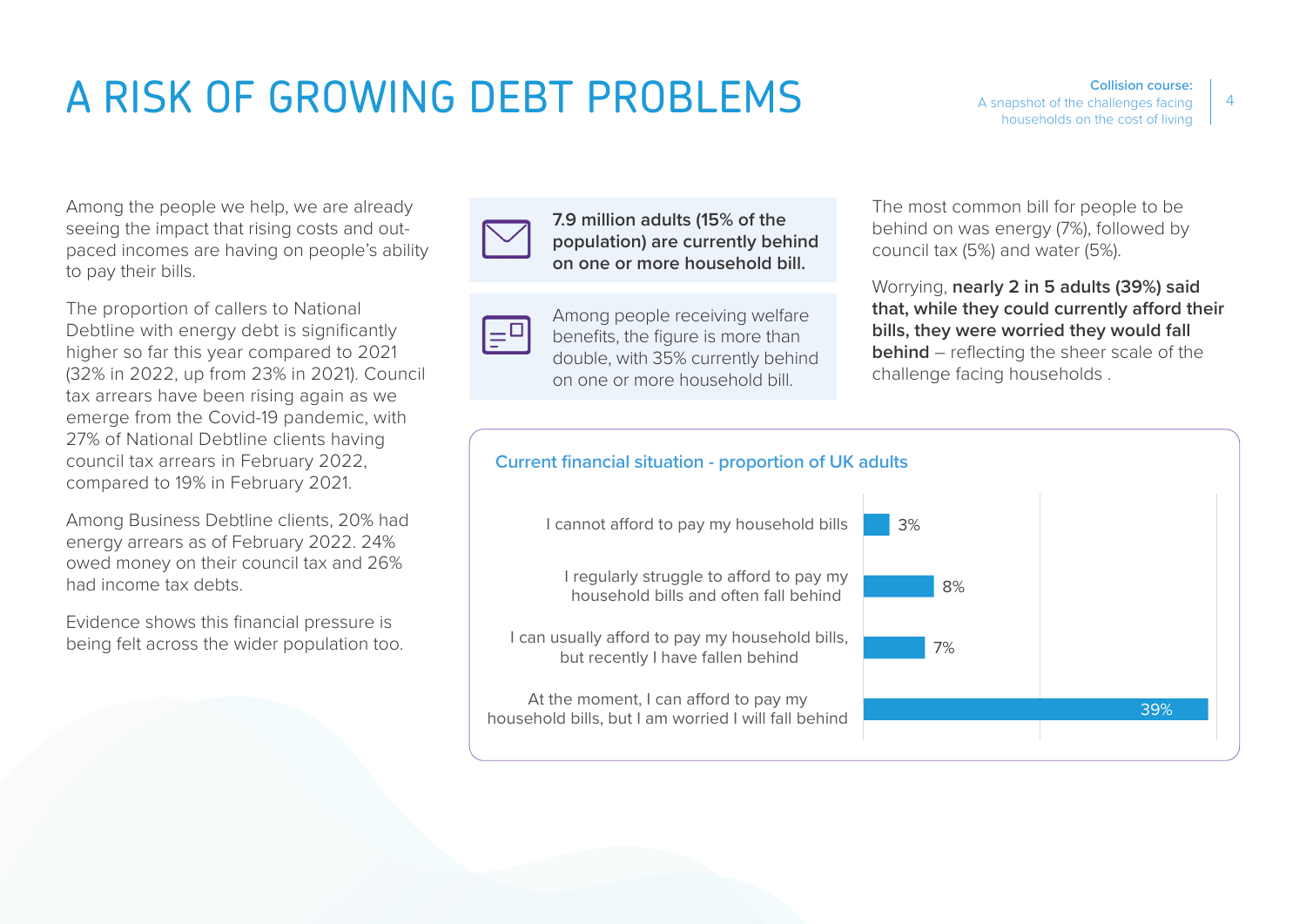# A RISK OF GROWING DEBT PROBLEMS

Among the people we help, we are already seeing the impact that rising costs and out-paced incomes are having on people's ability to pay their bills.

The proportion of callers to National Debtline with energy debt is significantly higher so far this year compared to 2021 (32% in 2022, up from 23% in 2021). Council tax arrears have been rising again as we emerge from the Covid-19 pandemic, with 27% of National Debtline clients having council tax arrears in February 2022, compared to 19% in February 2021.

Among Business Debtline clients, 20% had energy arrears as of February 2022. 24% owed money on their council tax and 26% had income tax debts.

Evidence shows this financial pressure is being felt across the wider population too.

**7.9 million adults (15% of the population) are currently behind on one or more household bill.**

Among people receiving welfare benefits, the figure is more than double, with 35% currently behind on one or more household bill.

The most common bill for people to be behind on was energy (7%), followed by council tax (5%) and water (5%).

Worrying, **nearly 2 in 5 adults (39%) said that, while they could currently afford their bills, they were worried they would fall behind** – reflecting the sheer scale of the challenge facing households .

### Current financial situation - proportion of UK adults

| Statement | Proportion |
| --- | --- |
| I cannot afford to pay my household bills | 3% |
| I regularly struggle to afford to pay my household bills and often fall behind | 8% |
| I can usually afford to pay my household bills, but recently I have fallen behind | 7% |
| At the moment, I can afford to pay my household bills, but I am worried I will fall behind | 39% |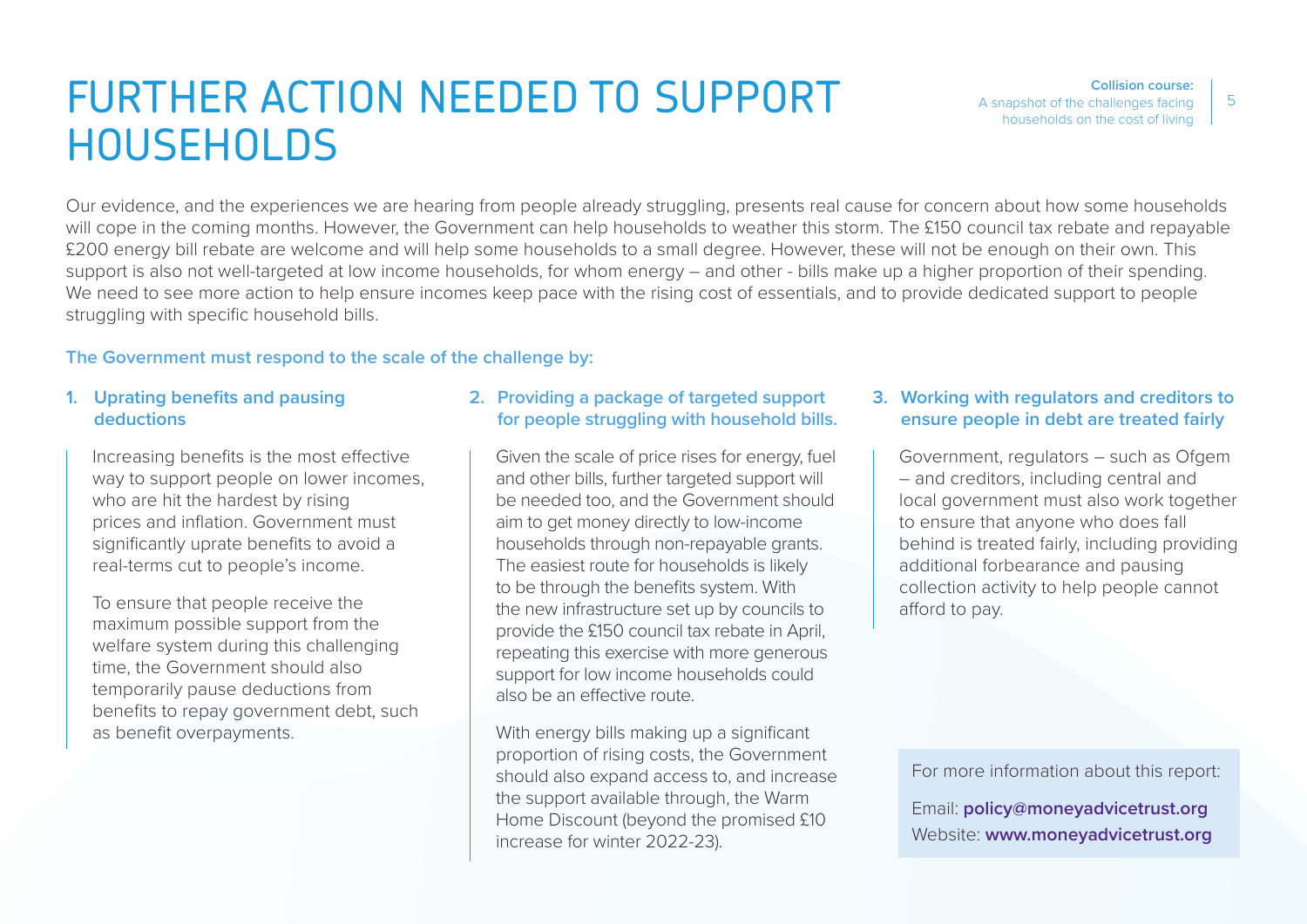# FURTHER ACTION NEEDED TO SUPPORT HOUSEHOLDS

Our evidence, and the experiences we are hearing from people already struggling, presents real cause for concern about how some households will cope in the coming months. However, the Government can help households to weather this storm. The £150 council tax rebate and repayable £200 energy bill rebate are welcome and will help some households to a small degree. However, these will not be enough on their own. This support is also not well-targeted at low income households, for whom energy – and other - bills make up a higher proportion of their spending. We need to see more action to help ensure incomes keep pace with the rising cost of essentials, and to provide dedicated support to people struggling with specific household bills.

**The Government must respond to the scale of the challenge by:**

### 1. Uprating benefits and pausing deductions

Increasing benefits is the most effective way to support people on lower incomes, who are hit the hardest by rising prices and inflation. Government must significantly uprate benefits to avoid a real-terms cut to people's income.

To ensure that people receive the maximum possible support from the welfare system during this challenging time, the Government should also temporarily pause deductions from benefits to repay government debt, such as benefit overpayments.

### 2. Providing a package of targeted support for people struggling with household bills.

Given the scale of price rises for energy, fuel and other bills, further targeted support will be needed too, and the Government should aim to get money directly to low-income households through non-repayable grants. The easiest route for households is likely to be through the benefits system. With the new infrastructure set up by councils to provide the £150 council tax rebate in April, repeating this exercise with more generous support for low income households could also be an effective route.

With energy bills making up a significant proportion of rising costs, the Government should also expand access to, and increase the support available through, the Warm Home Discount (beyond the promised £10 increase for winter 2022-23).

### 3. Working with regulators and creditors to ensure people in debt are treated fairly

Government, regulators – such as Ofgem – and creditors, including central and local government must also work together to ensure that anyone who does fall behind is treated fairly, including providing additional forbearance and pausing collection activity to help people cannot afford to pay.

For more information about this report:

Email: **policy@moneyadvicetrust.org**
Website: **www.moneyadvicetrust.org**